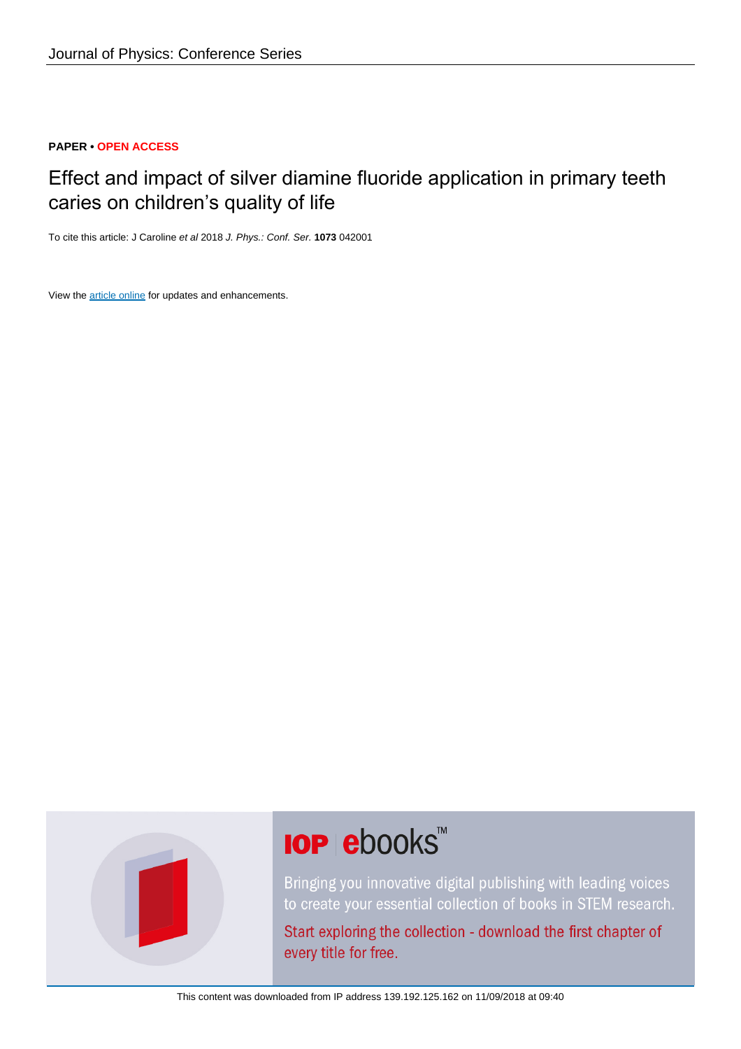**PAPER • OPEN ACCESS**

# Effect and impact of silver diamine fluoride application in primary teeth caries on children's quality of life

To cite this article: J Caroline *et al* 2018 *J. Phys.: Conf. Ser.* **1073** 042001

View the article online for updates and enhancements.

This content was downloaded from IP address 139.192.125.162 on 11/09/2018 at 09:40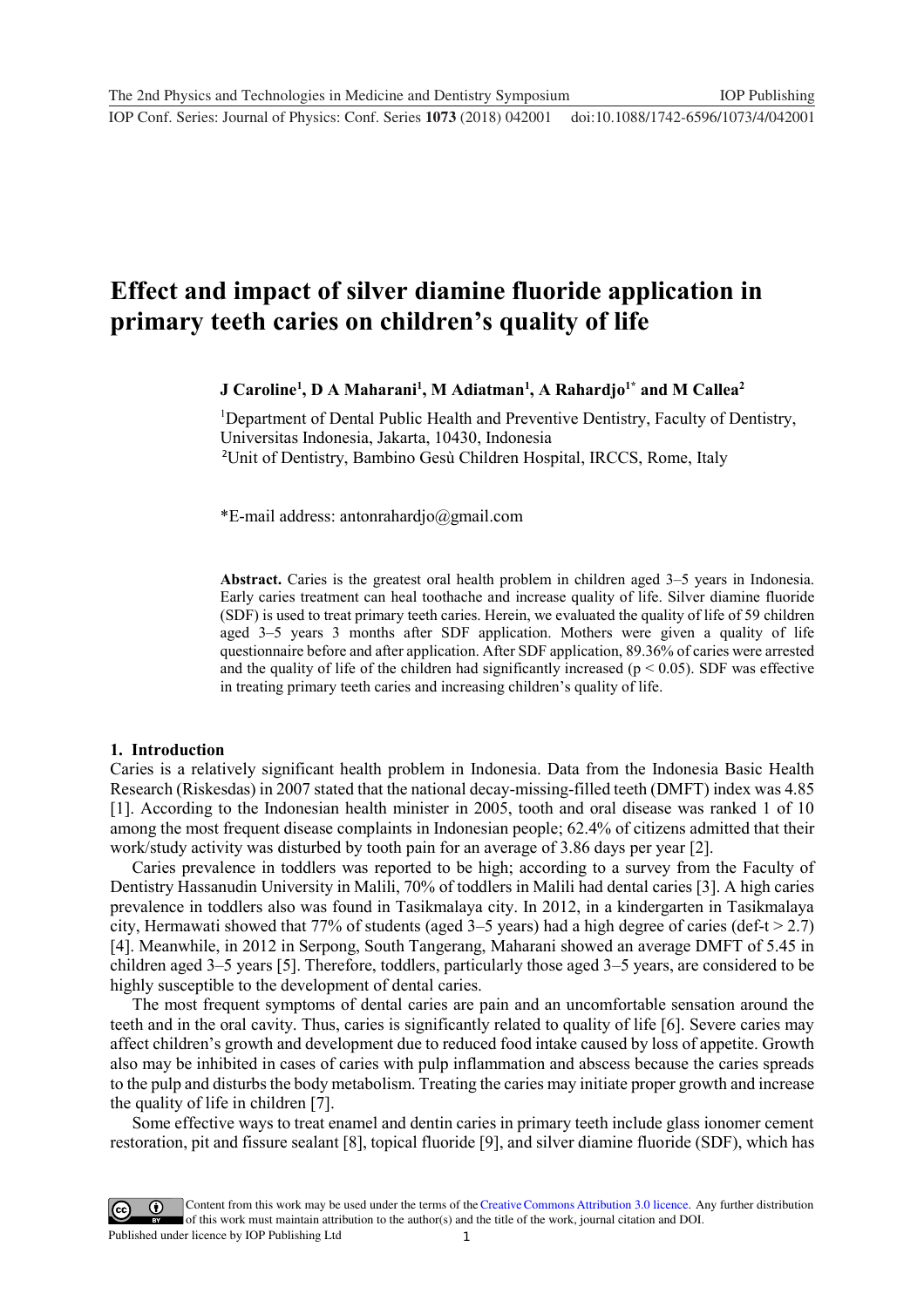# Effect and impact of silver diamine fluoride application in primary teeth caries on children's quality of life

**J Caroline[1], D A Maharani[1], M Adiatman[1], A Rahardjo[1*] and M Callea[2]**

[1]Department of Dental Public Health and Preventive Dentistry, Faculty of Dentistry, Universitas Indonesia, Jakarta, 10430, Indonesia
[2]Unit of Dentistry, Bambino Gesù Children Hospital, IRCCS, Rome, Italy

*E-mail address: antonrahardjo@gmail.com

**Abstract.** Caries is the greatest oral health problem in children aged 3–5 years in Indonesia. Early caries treatment can heal toothache and increase quality of life. Silver diamine fluoride (SDF) is used to treat primary teeth caries. Herein, we evaluated the quality of life of 59 children aged 3–5 years 3 months after SDF application. Mothers were given a quality of life questionnaire before and after application. After SDF application, 89.36% of caries were arrested and the quality of life of the children had significantly increased ($p < 0.05$). SDF was effective in treating primary teeth caries and increasing children's quality of life.

## 1. Introduction

Caries is a relatively significant health problem in Indonesia. Data from the Indonesia Basic Health Research (Riskesdas) in 2007 stated that the national decay-missing-filled teeth (DMFT) index was 4.85 [1]. According to the Indonesian health minister in 2005, tooth and oral disease was ranked 1 of 10 among the most frequent disease complaints in Indonesian people; 62.4% of citizens admitted that their work/study activity was disturbed by tooth pain for an average of 3.86 days per year [2].

Caries prevalence in toddlers was reported to be high; according to a survey from the Faculty of Dentistry Hassanudin University in Malili, 70% of toddlers in Malili had dental caries [3]. A high caries prevalence in toddlers also was found in Tasikmalaya city. In 2012, in a kindergarten in Tasikmalaya city, Hermawati showed that 77% of students (aged 3–5 years) had a high degree of caries (def-t > 2.7) [4]. Meanwhile, in 2012 in Serpong, South Tangerang, Maharani showed an average DMFT of 5.45 in children aged 3–5 years [5]. Therefore, toddlers, particularly those aged 3–5 years, are considered to be highly susceptible to the development of dental caries.

The most frequent symptoms of dental caries are pain and an uncomfortable sensation around the teeth and in the oral cavity. Thus, caries is significantly related to quality of life [6]. Severe caries may affect children's growth and development due to reduced food intake caused by loss of appetite. Growth also may be inhibited in cases of caries with pulp inflammation and abscess because the caries spreads to the pulp and disturbs the body metabolism. Treating the caries may initiate proper growth and increase the quality of life in children [7].

Some effective ways to treat enamel and dentin caries in primary teeth include glass ionomer cement restoration, pit and fissure sealant [8], topical fluoride [9], and silver diamine fluoride (SDF), which has

Content from this work may be used under the terms of the Creative Commons Attribution 3.0 licence. Any further distribution of this work must maintain attribution to the author(s) and the title of the work, journal citation and DOI.
Published under licence by IOP Publishing Ltd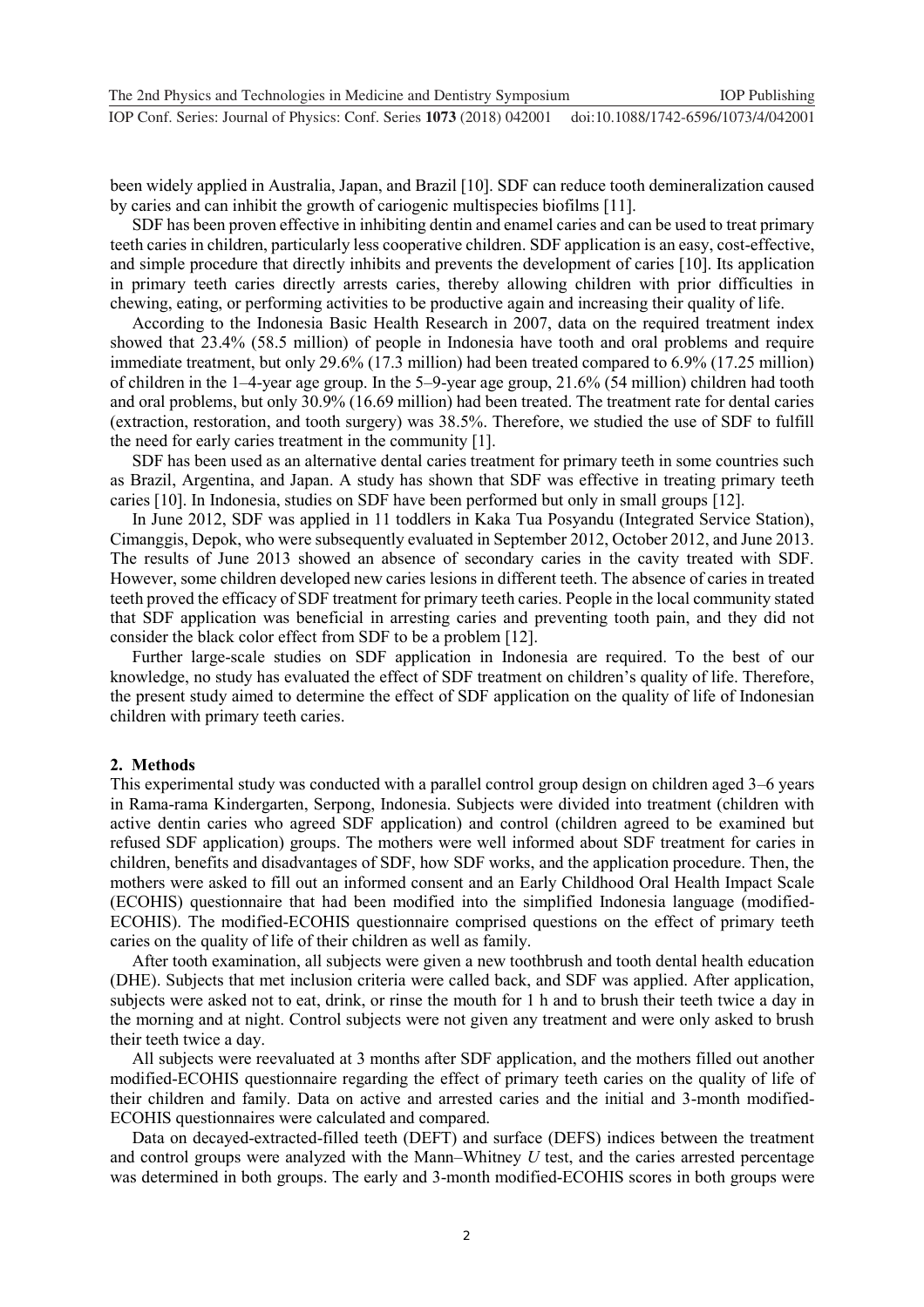been widely applied in Australia, Japan, and Brazil [10]. SDF can reduce tooth demineralization caused by caries and can inhibit the growth of cariogenic multispecies biofilms [11].

SDF has been proven effective in inhibiting dentin and enamel caries and can be used to treat primary teeth caries in children, particularly less cooperative children. SDF application is an easy, cost-effective, and simple procedure that directly inhibits and prevents the development of caries [10]. Its application in primary teeth caries directly arrests caries, thereby allowing children with prior difficulties in chewing, eating, or performing activities to be productive again and increasing their quality of life.

According to the Indonesia Basic Health Research in 2007, data on the required treatment index showed that 23.4% (58.5 million) of people in Indonesia have tooth and oral problems and require immediate treatment, but only 29.6% (17.3 million) had been treated compared to 6.9% (17.25 million) of children in the 1–4-year age group. In the 5–9-year age group, 21.6% (54 million) children had tooth and oral problems, but only 30.9% (16.69 million) had been treated. The treatment rate for dental caries (extraction, restoration, and tooth surgery) was 38.5%. Therefore, we studied the use of SDF to fulfill the need for early caries treatment in the community [1].

SDF has been used as an alternative dental caries treatment for primary teeth in some countries such as Brazil, Argentina, and Japan. A study has shown that SDF was effective in treating primary teeth caries [10]. In Indonesia, studies on SDF have been performed but only in small groups [12].

In June 2012, SDF was applied in 11 toddlers in Kaka Tua Posyandu (Integrated Service Station), Cimanggis, Depok, who were subsequently evaluated in September 2012, October 2012, and June 2013. The results of June 2013 showed an absence of secondary caries in the cavity treated with SDF. However, some children developed new caries lesions in different teeth. The absence of caries in treated teeth proved the efficacy of SDF treatment for primary teeth caries. People in the local community stated that SDF application was beneficial in arresting caries and preventing tooth pain, and they did not consider the black color effect from SDF to be a problem [12].

Further large-scale studies on SDF application in Indonesia are required. To the best of our knowledge, no study has evaluated the effect of SDF treatment on children's quality of life. Therefore, the present study aimed to determine the effect of SDF application on the quality of life of Indonesian children with primary teeth caries.

## 2. Methods

This experimental study was conducted with a parallel control group design on children aged 3–6 years in Rama-rama Kindergarten, Serpong, Indonesia. Subjects were divided into treatment (children with active dentin caries who agreed SDF application) and control (children agreed to be examined but refused SDF application) groups. The mothers were well informed about SDF treatment for caries in children, benefits and disadvantages of SDF, how SDF works, and the application procedure. Then, the mothers were asked to fill out an informed consent and an Early Childhood Oral Health Impact Scale (ECOHIS) questionnaire that had been modified into the simplified Indonesia language (modified-ECOHIS). The modified-ECOHIS questionnaire comprised questions on the effect of primary teeth caries on the quality of life of their children as well as family.

After tooth examination, all subjects were given a new toothbrush and tooth dental health education (DHE). Subjects that met inclusion criteria were called back, and SDF was applied. After application, subjects were asked not to eat, drink, or rinse the mouth for 1 h and to brush their teeth twice a day in the morning and at night. Control subjects were not given any treatment and were only asked to brush their teeth twice a day.

All subjects were reevaluated at 3 months after SDF application, and the mothers filled out another modified-ECOHIS questionnaire regarding the effect of primary teeth caries on the quality of life of their children and family. Data on active and arrested caries and the initial and 3-month modified-ECOHIS questionnaires were calculated and compared.

Data on decayed-extracted-filled teeth (DEFT) and surface (DEFS) indices between the treatment and control groups were analyzed with the Mann–Whitney *U* test, and the caries arrested percentage was determined in both groups. The early and 3-month modified-ECOHIS scores in both groups were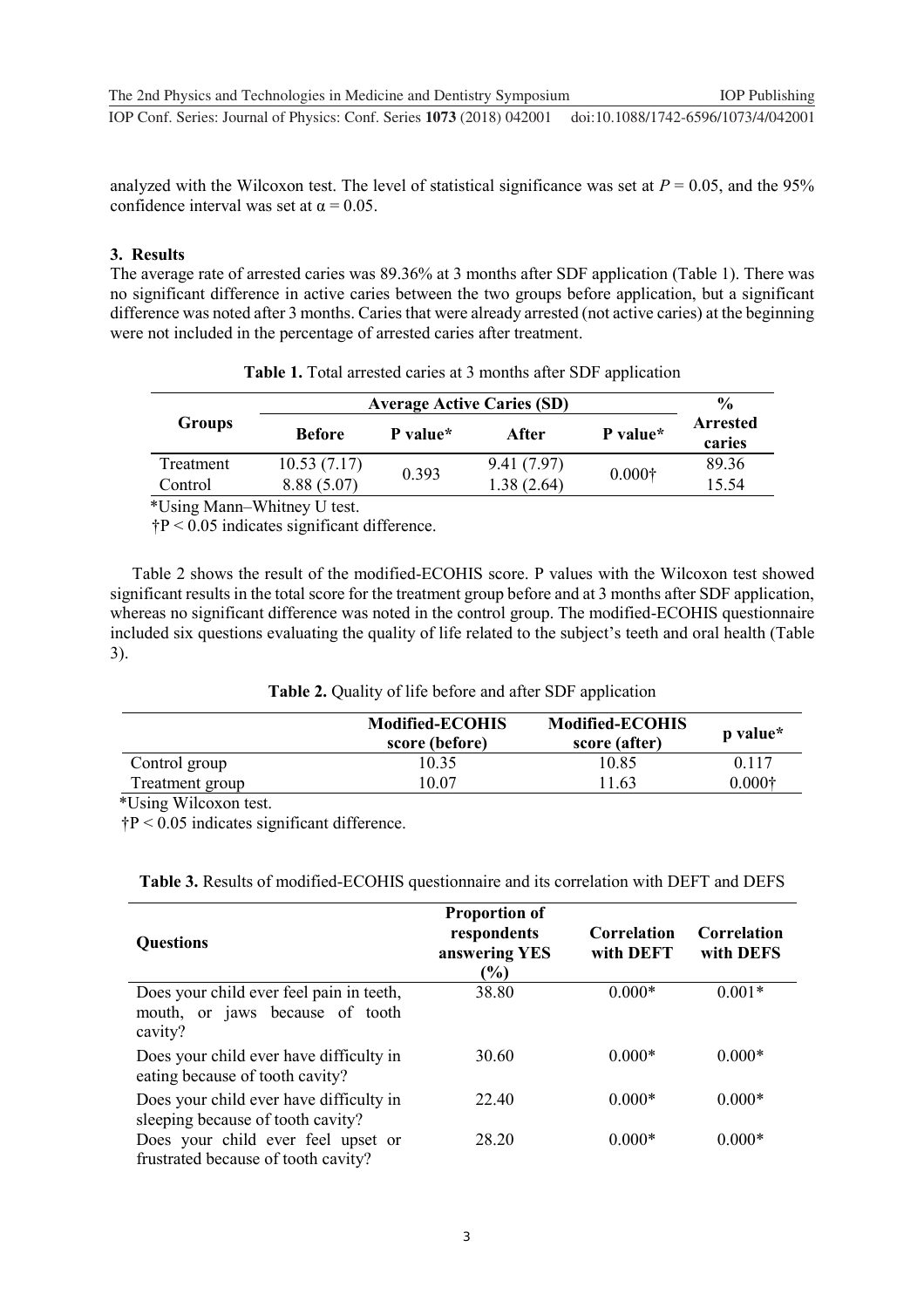analyzed with the Wilcoxon test. The level of statistical significance was set at $P = 0.05$, and the 95% confidence interval was set at $\alpha = 0.05$.

## 3. Results

The average rate of arrested caries was 89.36% at 3 months after SDF application (Table 1). There was no significant difference in active caries between the two groups before application, but a significant difference was noted after 3 months. Caries that were already arrested (not active caries) at the beginning were not included in the percentage of arrested caries after treatment.

**Table 1.** Total arrested caries at 3 months after SDF application

| Groups | Average Active Caries (SD) | | | | % Arrested caries |
|---|---|---|---|---|---|
| | Before | P value* | After | P value* | |
| Treatment | 10.53 (7.17) | 0.393 | 9.41 (7.97) | 0.000† | 89.36 |
| Control | 8.88 (5.07) | | 1.38 (2.64) | | 15.54 |

*Using Mann–Whitney U test.
†$P < 0.05$ indicates significant difference.

Table 2 shows the result of the modified-ECOHIS score. P values with the Wilcoxon test showed significant results in the total score for the treatment group before and at 3 months after SDF application, whereas no significant difference was noted in the control group. The modified-ECOHIS questionnaire included six questions evaluating the quality of life related to the subject's teeth and oral health (Table 3).

**Table 2.** Quality of life before and after SDF application

| | Modified-ECOHIS score (before) | Modified-ECOHIS score (after) | p value* |
|---|---|---|---|
| Control group | 10.35 | 10.85 | 0.117 |
| Treatment group | 10.07 | 11.63 | 0.000† |

*Using Wilcoxon test.
†$P < 0.05$ indicates significant difference.

**Table 3.** Results of modified-ECOHIS questionnaire and its correlation with DEFT and DEFS

| Questions | Proportion of respondents answering YES (%) | Correlation with DEFT | Correlation with DEFS |
|---|---|---|---|
| Does your child ever feel pain in teeth, mouth, or jaws because of tooth cavity? | 38.80 | 0.000* | 0.001* |
| Does your child ever have difficulty in eating because of tooth cavity? | 30.60 | 0.000* | 0.000* |
| Does your child ever have difficulty in sleeping because of tooth cavity? | 22.40 | 0.000* | 0.000* |
| Does your child ever feel upset or frustrated because of tooth cavity? | 28.20 | 0.000* | 0.000* |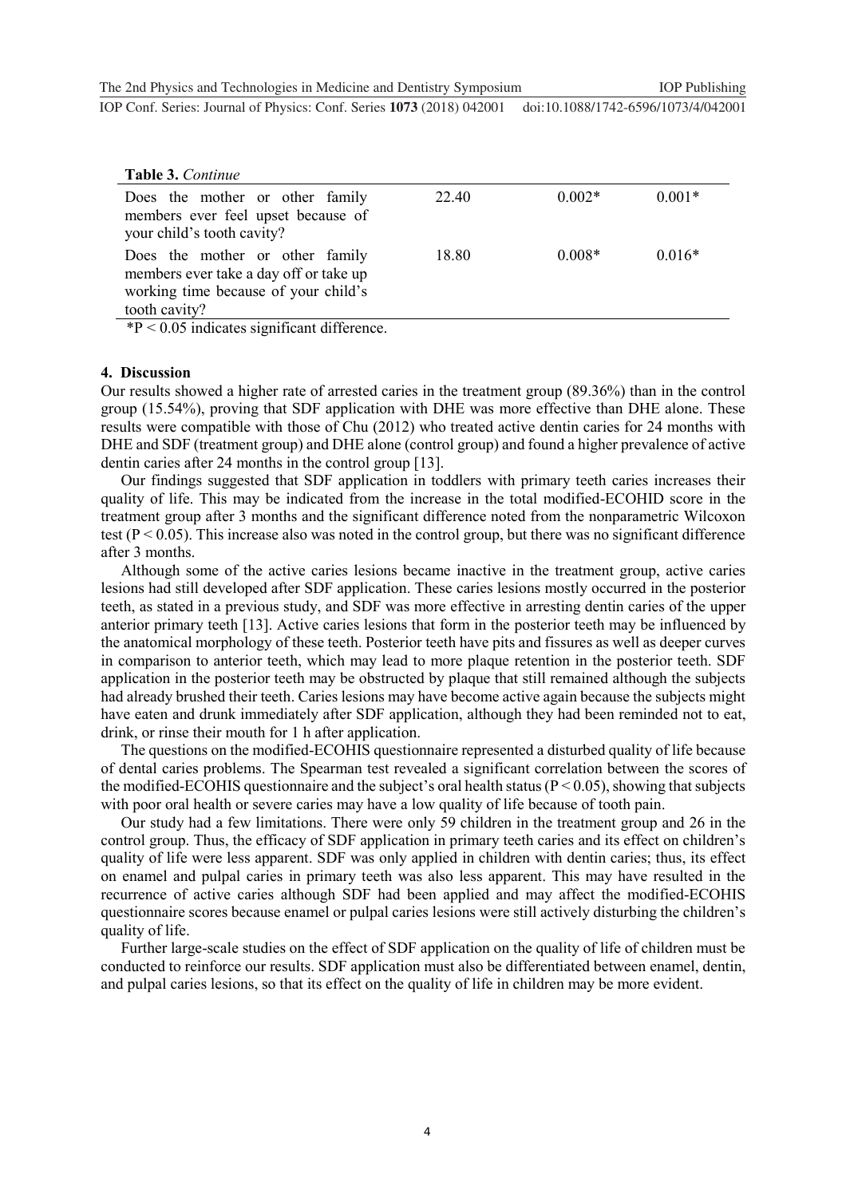**Table 3.** *Continue*

| | | | |
|---|---|---|---|
| Does the mother or other family members ever feel upset because of your child's tooth cavity? | 22.40 | 0.002* | 0.001* |
| Does the mother or other family members ever take a day off or take up working time because of your child's tooth cavity? | 18.80 | 0.008* | 0.016* |

*P < 0.05 indicates significant difference.

## 4. Discussion

Our results showed a higher rate of arrested caries in the treatment group (89.36%) than in the control group (15.54%), proving that SDF application with DHE was more effective than DHE alone. These results were compatible with those of Chu (2012) who treated active dentin caries for 24 months with DHE and SDF (treatment group) and DHE alone (control group) and found a higher prevalence of active dentin caries after 24 months in the control group [13].

Our findings suggested that SDF application in toddlers with primary teeth caries increases their quality of life. This may be indicated from the increase in the total modified-ECOHID score in the treatment group after 3 months and the significant difference noted from the nonparametric Wilcoxon test ($P < 0.05$). This increase also was noted in the control group, but there was no significant difference after 3 months.

Although some of the active caries lesions became inactive in the treatment group, active caries lesions had still developed after SDF application. These caries lesions mostly occurred in the posterior teeth, as stated in a previous study, and SDF was more effective in arresting dentin caries of the upper anterior primary teeth [13]. Active caries lesions that form in the posterior teeth may be influenced by the anatomical morphology of these teeth. Posterior teeth have pits and fissures as well as deeper curves in comparison to anterior teeth, which may lead to more plaque retention in the posterior teeth. SDF application in the posterior teeth may be obstructed by plaque that still remained although the subjects had already brushed their teeth. Caries lesions may have become active again because the subjects might have eaten and drunk immediately after SDF application, although they had been reminded not to eat, drink, or rinse their mouth for 1 h after application.

The questions on the modified-ECOHIS questionnaire represented a disturbed quality of life because of dental caries problems. The Spearman test revealed a significant correlation between the scores of the modified-ECOHIS questionnaire and the subject's oral health status ($P < 0.05$), showing that subjects with poor oral health or severe caries may have a low quality of life because of tooth pain.

Our study had a few limitations. There were only 59 children in the treatment group and 26 in the control group. Thus, the efficacy of SDF application in primary teeth caries and its effect on children's quality of life were less apparent. SDF was only applied in children with dentin caries; thus, its effect on enamel and pulpal caries in primary teeth was also less apparent. This may have resulted in the recurrence of active caries although SDF had been applied and may affect the modified-ECOHIS questionnaire scores because enamel or pulpal caries lesions were still actively disturbing the children's quality of life.

Further large-scale studies on the effect of SDF application on the quality of life of children must be conducted to reinforce our results. SDF application must also be differentiated between enamel, dentin, and pulpal caries lesions, so that its effect on the quality of life in children may be more evident.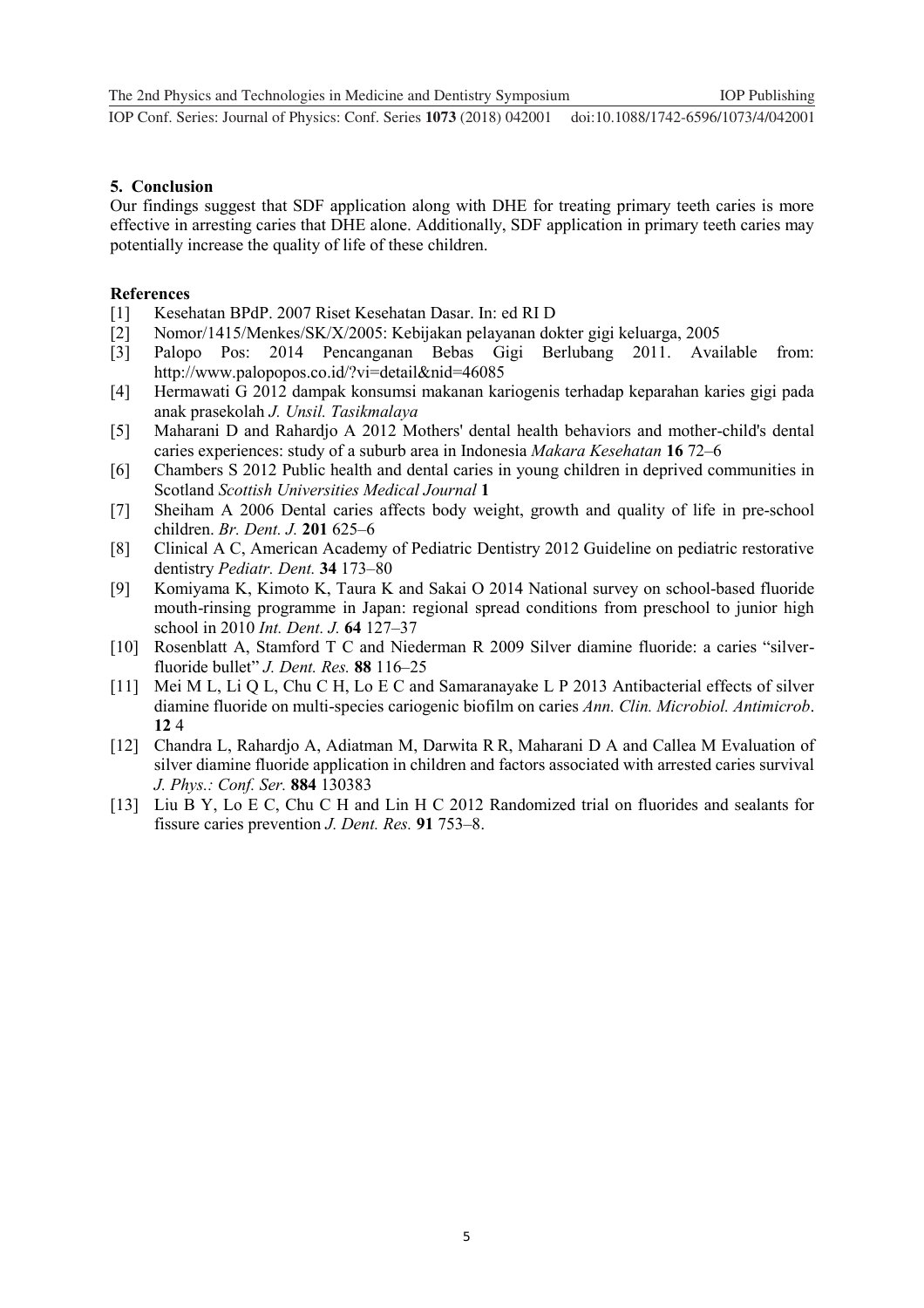## 5. Conclusion

Our findings suggest that SDF application along with DHE for treating primary teeth caries is more effective in arresting caries that DHE alone. Additionally, SDF application in primary teeth caries may potentially increase the quality of life of these children.

## References

[1] Kesehatan BPdP. 2007 Riset Kesehatan Dasar. In: ed RI D

[2] Nomor/1415/Menkes/SK/X/2005: Kebijakan pelayanan dokter gigi keluarga, 2005

[3] Palopo Pos: 2014 Pencanganan Bebas Gigi Berlubang 2011. Available from: http://www.palopopos.co.id/?vi=detail&nid=46085

[4] Hermawati G 2012 dampak konsumsi makanan kariogenis terhadap keparahan karies gigi pada anak prasekolah *J. Unsil. Tasikmalaya*

[5] Maharani D and Rahardjo A 2012 Mothers' dental health behaviors and mother-child's dental caries experiences: study of a suburb area in Indonesia *Makara Kesehatan* **16** 72–6

[6] Chambers S 2012 Public health and dental caries in young children in deprived communities in Scotland *Scottish Universities Medical Journal* **1**

[7] Sheiham A 2006 Dental caries affects body weight, growth and quality of life in pre-school children. *Br. Dent. J.* **201** 625–6

[8] Clinical A C, American Academy of Pediatric Dentistry 2012 Guideline on pediatric restorative dentistry *Pediatr. Dent.* **34** 173–80

[9] Komiyama K, Kimoto K, Taura K and Sakai O 2014 National survey on school-based fluoride mouth-rinsing programme in Japan: regional spread conditions from preschool to junior high school in 2010 *Int. Dent. J.* **64** 127–37

[10] Rosenblatt A, Stamford T C and Niederman R 2009 Silver diamine fluoride: a caries "silver-fluoride bullet" *J. Dent. Res.* **88** 116–25

[11] Mei M L, Li Q L, Chu C H, Lo E C and Samaranayake L P 2013 Antibacterial effects of silver diamine fluoride on multi-species cariogenic biofilm on caries *Ann. Clin. Microbiol. Antimicrob*. **12** 4

[12] Chandra L, Rahardjo A, Adiatman M, Darwita R R, Maharani D A and Callea M Evaluation of silver diamine fluoride application in children and factors associated with arrested caries survival *J. Phys.: Conf. Ser.* **884** 130383

[13] Liu B Y, Lo E C, Chu C H and Lin H C 2012 Randomized trial on fluorides and sealants for fissure caries prevention *J. Dent. Res.* **91** 753–8.